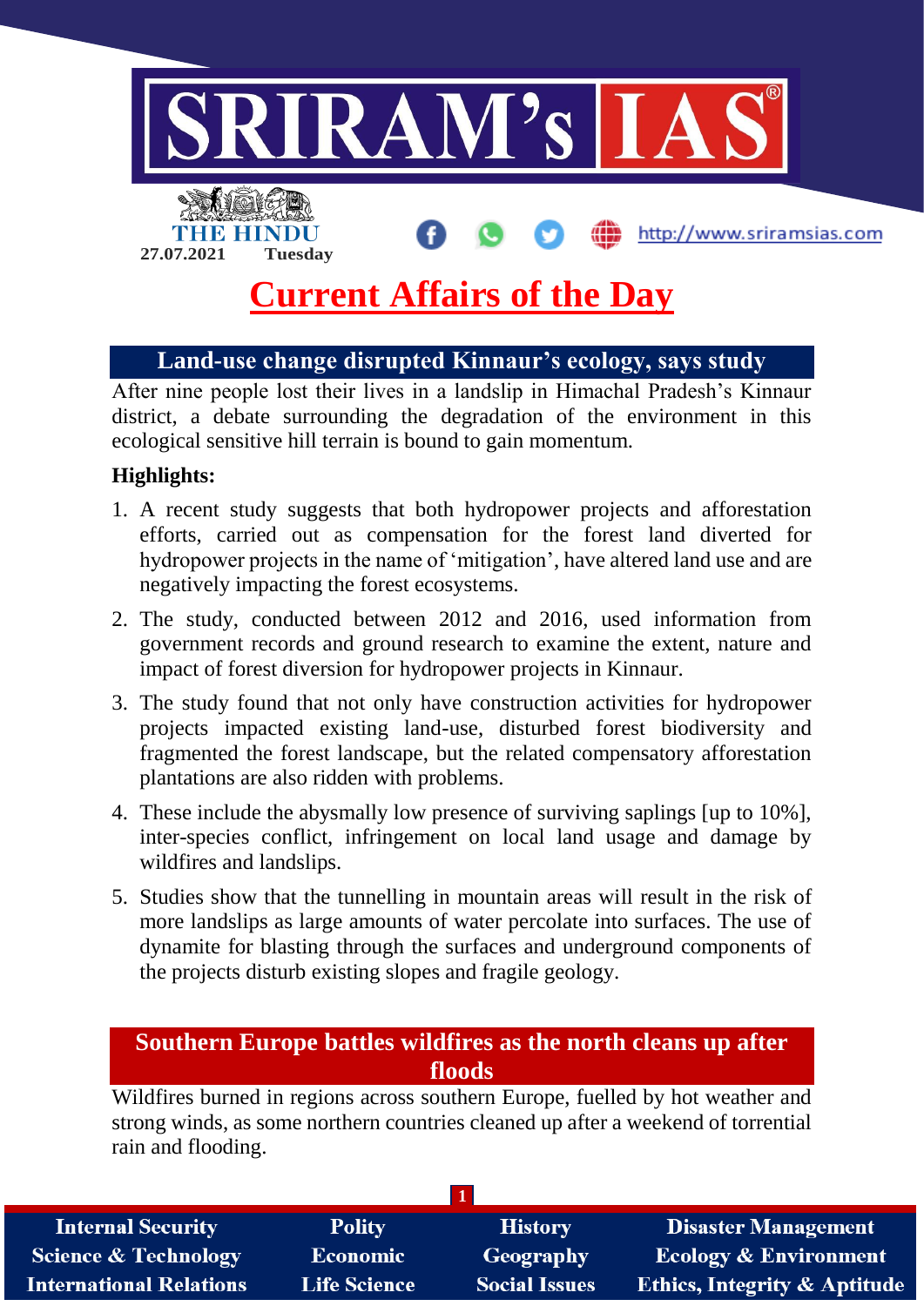27.07.2021 Tuesday

# Current Affairs of the Day

## Land-use change disrupted Kinnaur's ecology, says study

After nine people lost their lives in a landslip in Himachal Pradesh's Kinnaur district, a debate surrounding the degradation of the environment in this ecological sensitive hill terrain is bound to gain momentum.

**Highlights:**

1. A recent study suggests that both hydropower projects and afforestation efforts, carried out as compensation for the forest land diverted for hydropower projects in the name of 'mitigation', have altered land use and are negatively impacting the forest ecosystems.
2. The study, conducted between 2012 and 2016, used information from government records and ground research to examine the extent, nature and impact of forest diversion for hydropower projects in Kinnaur.
3. The study found that not only have construction activities for hydropower projects impacted existing land-use, disturbed forest biodiversity and fragmented the forest landscape, but the related compensatory afforestation plantations are also ridden with problems.
4. These include the abysmally low presence of surviving saplings [up to 10%], inter-species conflict, infringement on local land usage and damage by wildfires and landslips.
5. Studies show that the tunnelling in mountain areas will result in the risk of more landslips as large amounts of water percolate into surfaces. The use of dynamite for blasting through the surfaces and underground components of the projects disturb existing slopes and fragile geology.

## Southern Europe battles wildfires as the north cleans up after floods

Wildfires burned in regions across southern Europe, fuelled by hot weather and strong winds, as some northern countries cleaned up after a weekend of torrential rain and flooding.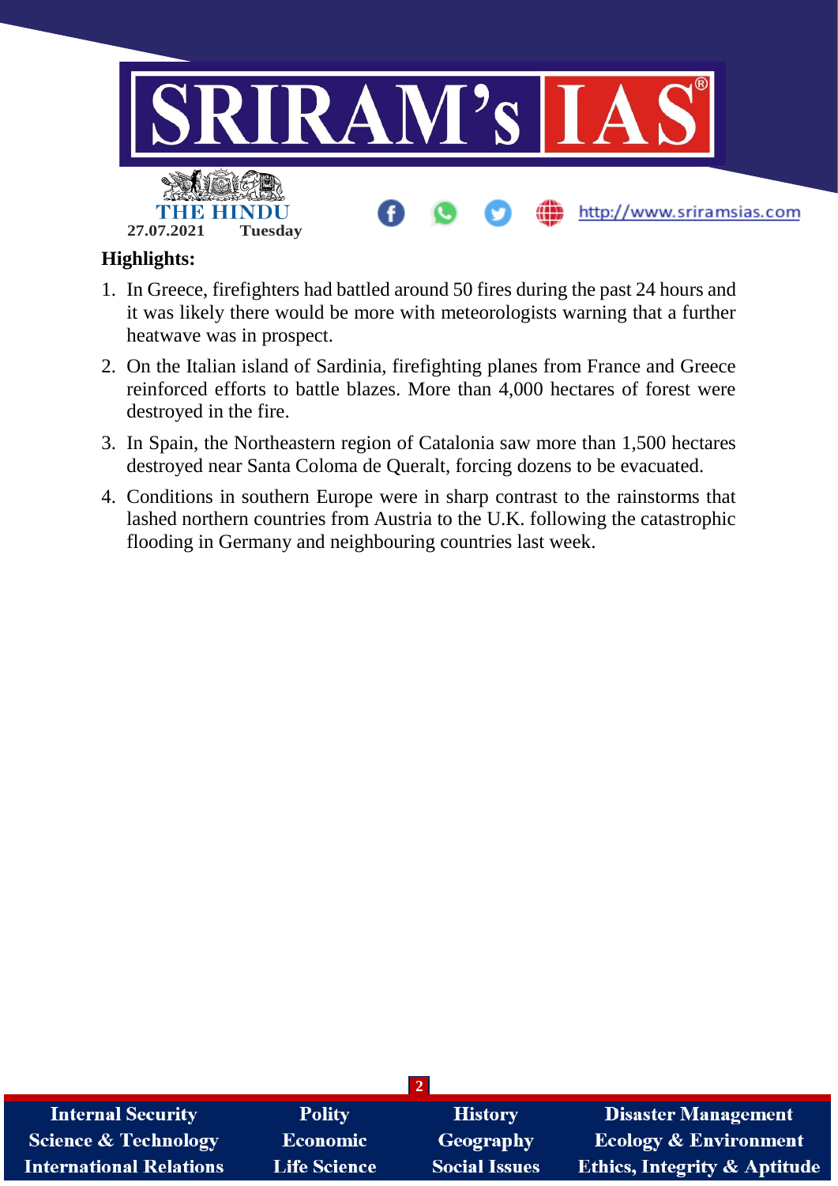**Highlights:**

1. In Greece, firefighters had battled around 50 fires during the past 24 hours and it was likely there would be more with meteorologists warning that a further heatwave was in prospect.
2. On the Italian island of Sardinia, firefighting planes from France and Greece reinforced efforts to battle blazes. More than 4,000 hectares of forest were destroyed in the fire.
3. In Spain, the Northeastern region of Catalonia saw more than 1,500 hectares destroyed near Santa Coloma de Queralt, forcing dozens to be evacuated.
4. Conditions in southern Europe were in sharp contrast to the rainstorms that lashed northern countries from Austria to the U.K. following the catastrophic flooding in Germany and neighbouring countries last week.